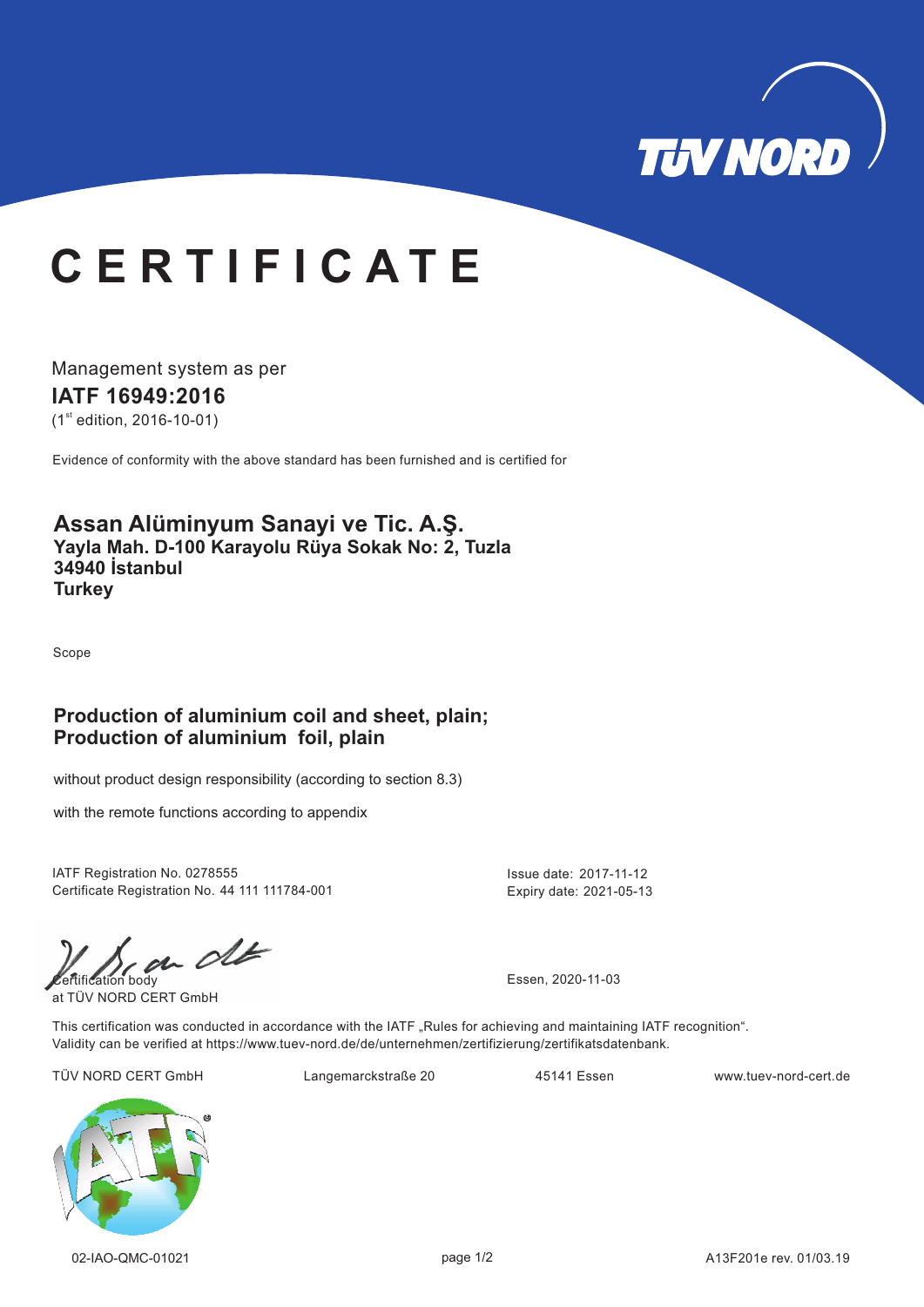# CERTIFICATE

Management system as per

**IATF 16949:2016**

(1st edition, 2016-10-01)

Evidence of conformity with the above standard has been furnished and is certified for

**Assan Alüminyum Sanayi ve Tic. A.Ş.**
**Yayla Mah. D-100 Karayolu Rüya Sokak No: 2, Tuzla**
**34940 İstanbul**
**Turkey**

Scope

**Production of aluminium coil and sheet, plain;**
**Production of aluminium foil, plain**

without product design responsibility (according to section 8.3)

with the remote functions according to appendix

IATF Registration No. 0278555
Certificate Registration No. 44 111 111784-001

Issue date: 2017-11-12
Expiry date: 2021-05-13

Certification body
at TÜV NORD CERT GmbH

Essen, 2020-11-03

This certification was conducted in accordance with the IATF „Rules for achieving and maintaining IATF recognition".
Validity can be verified at https://www.tuev-nord.de/de/unternehmen/zertifizierung/zertifikatsdatenbank.

TÜV NORD CERT GmbH | Langemarckstraße 20 | 45141 Essen | www.tuev-nord-cert.de

02-IAO-QMC-01021 | A13F201e rev. 01/03.19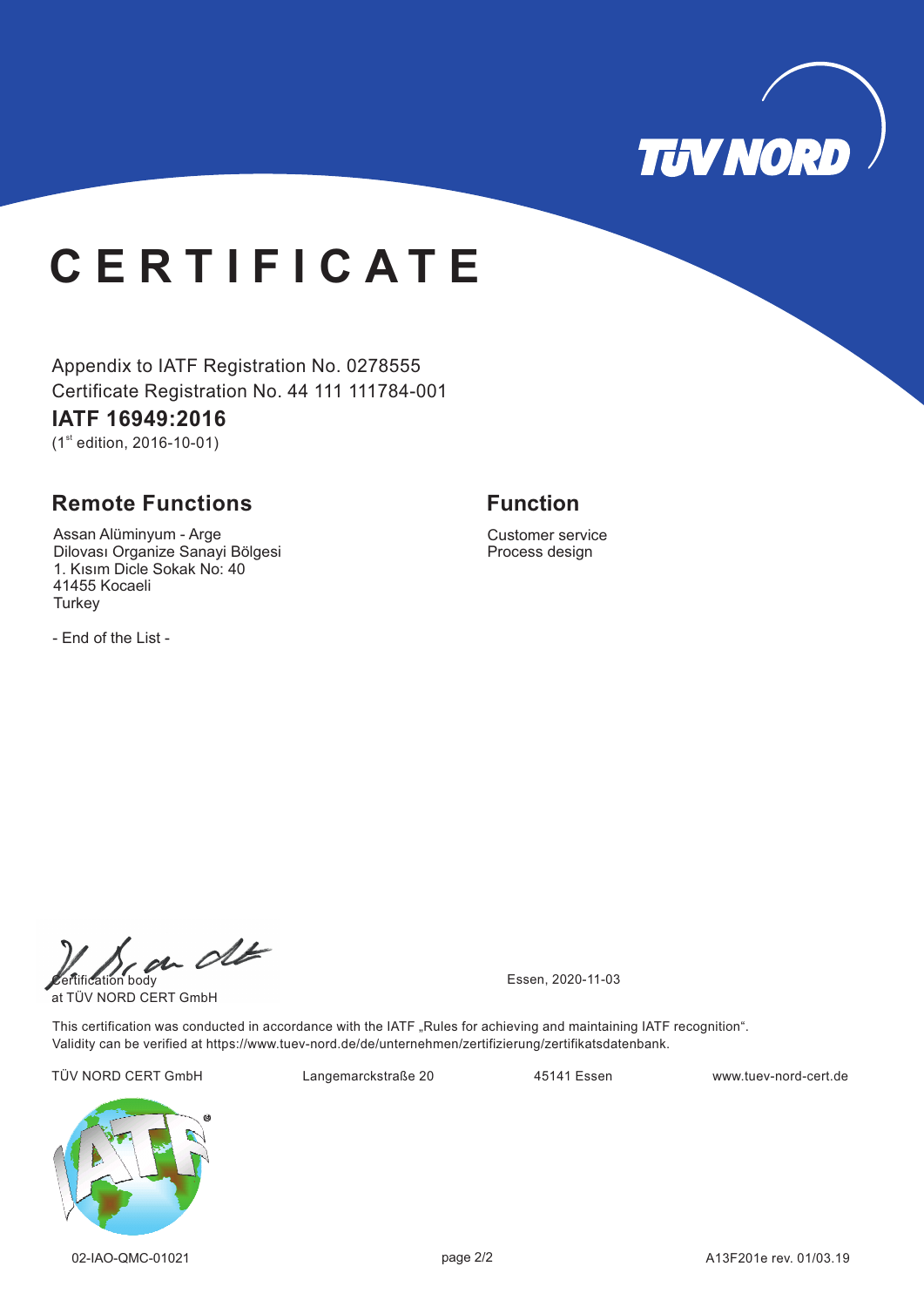# CERTIFICATE

Appendix to IATF Registration No. 0278555
Certificate Registration No. 44 111 111784-001

**IATF 16949:2016**
(1st edition, 2016-10-01)

| Remote Functions | Function |
|---|---|
| Assan Alüminyum - Arge<br>Dilovası Organize Sanayi Bölgesi<br>1. Kısım Dicle Sokak No: 40<br>41455 Kocaeli<br>Turkey | Customer service<br>Process design |

- End of the List -

Certification body
at TÜV NORD CERT GmbH

Essen, 2020-11-03

This certification was conducted in accordance with the IATF „Rules for achieving and maintaining IATF recognition".
Validity can be verified at https://www.tuev-nord.de/de/unternehmen/zertifizierung/zertifikatsdatenbank.

TÜV NORD CERT GmbH    Langemarckstraße 20    45141 Essen    www.tuev-nord-cert.de

02-IAO-QMC-01021    A13F201e rev. 01/03.19